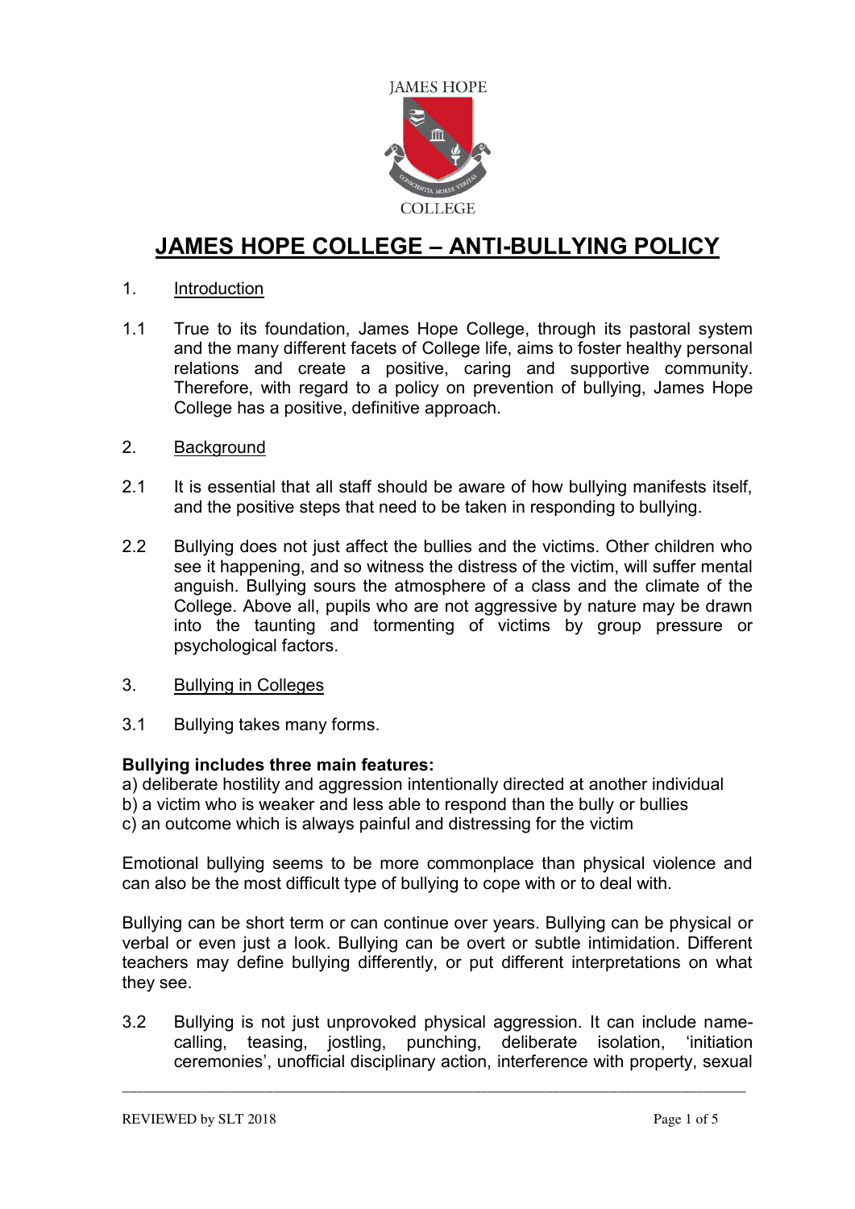# JAMES HOPE COLLEGE – ANTI-BULLYING POLICY

1. Introduction

1.1 True to its foundation, James Hope College, through its pastoral system and the many different facets of College life, aims to foster healthy personal relations and create a positive, caring and supportive community. Therefore, with regard to a policy on prevention of bullying, James Hope College has a positive, definitive approach.

2. Background

2.1 It is essential that all staff should be aware of how bullying manifests itself, and the positive steps that need to be taken in responding to bullying.

2.2 Bullying does not just affect the bullies and the victims. Other children who see it happening, and so witness the distress of the victim, will suffer mental anguish. Bullying sours the atmosphere of a class and the climate of the College. Above all, pupils who are not aggressive by nature may be drawn into the taunting and tormenting of victims by group pressure or psychological factors.

3. Bullying in Colleges

3.1 Bullying takes many forms.

**Bullying includes three main features:**

a) deliberate hostility and aggression intentionally directed at another individual
b) a victim who is weaker and less able to respond than the bully or bullies
c) an outcome which is always painful and distressing for the victim

Emotional bullying seems to be more commonplace than physical violence and can also be the most difficult type of bullying to cope with or to deal with.

Bullying can be short term or can continue over years. Bullying can be physical or verbal or even just a look. Bullying can be overt or subtle intimidation. Different teachers may define bullying differently, or put different interpretations on what they see.

3.2 Bullying is not just unprovoked physical aggression. It can include name-calling, teasing, jostling, punching, deliberate isolation, 'initiation ceremonies', unofficial disciplinary action, interference with property, sexual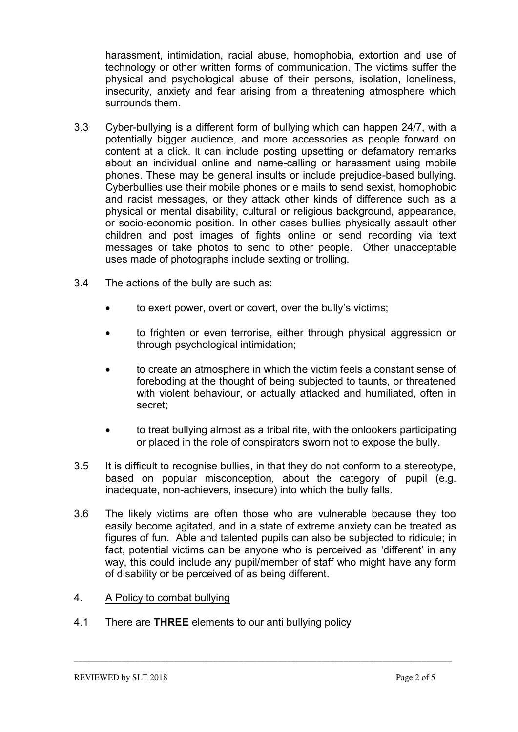harassment, intimidation, racial abuse, homophobia, extortion and use of technology or other written forms of communication. The victims suffer the physical and psychological abuse of their persons, isolation, loneliness, insecurity, anxiety and fear arising from a threatening atmosphere which surrounds them.

3.3 Cyber-bullying is a different form of bullying which can happen 24/7, with a potentially bigger audience, and more accessories as people forward on content at a click. It can include posting upsetting or defamatory remarks about an individual online and name-calling or harassment using mobile phones. These may be general insults or include prejudice-based bullying. Cyberbullies use their mobile phones or e mails to send sexist, homophobic and racist messages, or they attack other kinds of difference such as a physical or mental disability, cultural or religious background, appearance, or socio-economic position. In other cases bullies physically assault other children and post images of fights online or send recording via text messages or take photos to send to other people. Other unacceptable uses made of photographs include sexting or trolling.

3.4 The actions of the bully are such as:

- to exert power, overt or covert, over the bully's victims;
- to frighten or even terrorise, either through physical aggression or through psychological intimidation;
- to create an atmosphere in which the victim feels a constant sense of foreboding at the thought of being subjected to taunts, or threatened with violent behaviour, or actually attacked and humiliated, often in secret;
- to treat bullying almost as a tribal rite, with the onlookers participating or placed in the role of conspirators sworn not to expose the bully.

3.5 It is difficult to recognise bullies, in that they do not conform to a stereotype, based on popular misconception, about the category of pupil (e.g. inadequate, non-achievers, insecure) into which the bully falls.

3.6 The likely victims are often those who are vulnerable because they too easily become agitated, and in a state of extreme anxiety can be treated as figures of fun. Able and talented pupils can also be subjected to ridicule; in fact, potential victims can be anyone who is perceived as 'different' in any way, this could include any pupil/member of staff who might have any form of disability or be perceived of as being different.

## 4. A Policy to combat bullying

4.1 There are **THREE** elements to our anti bullying policy

REVIEWED by SLT 2018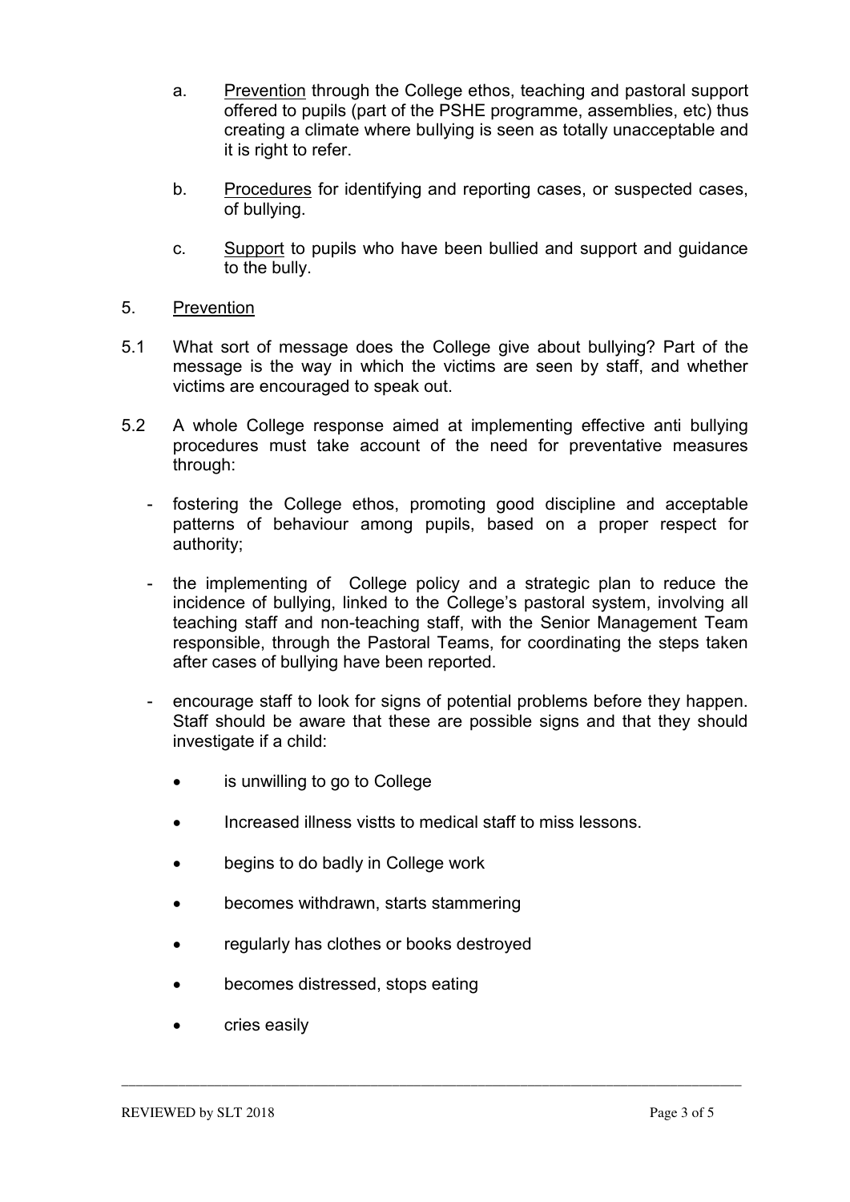a. Prevention through the College ethos, teaching and pastoral support offered to pupils (part of the PSHE programme, assemblies, etc) thus creating a climate where bullying is seen as totally unacceptable and it is right to refer.

b. Procedures for identifying and reporting cases, or suspected cases, of bullying.

c. Support to pupils who have been bullied and support and guidance to the bully.

## 5. Prevention

5.1 What sort of message does the College give about bullying? Part of the message is the way in which the victims are seen by staff, and whether victims are encouraged to speak out.

5.2 A whole College response aimed at implementing effective anti bullying procedures must take account of the need for preventative measures through:

- fostering the College ethos, promoting good discipline and acceptable patterns of behaviour among pupils, based on a proper respect for authority;

- the implementing of College policy and a strategic plan to reduce the incidence of bullying, linked to the College's pastoral system, involving all teaching staff and non-teaching staff, with the Senior Management Team responsible, through the Pastoral Teams, for coordinating the steps taken after cases of bullying have been reported.

- encourage staff to look for signs of potential problems before they happen. Staff should be aware that these are possible signs and that they should investigate if a child:

  - is unwilling to go to College
  - Increased illness vistts to medical staff to miss lessons.
  - begins to do badly in College work
  - becomes withdrawn, starts stammering
  - regularly has clothes or books destroyed
  - becomes distressed, stops eating
  - cries easily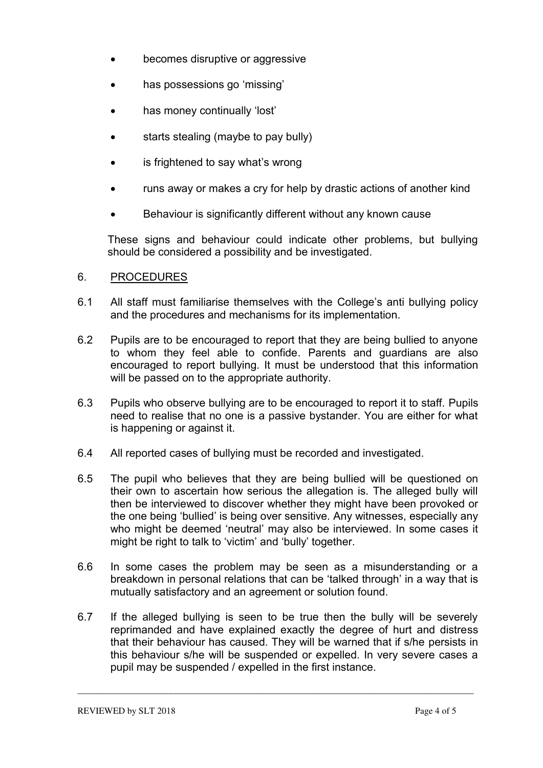- becomes disruptive or aggressive
- has possessions go 'missing'
- has money continually 'lost'
- starts stealing (maybe to pay bully)
- is frightened to say what's wrong
- runs away or makes a cry for help by drastic actions of another kind
- Behaviour is significantly different without any known cause

These signs and behaviour could indicate other problems, but bullying should be considered a possibility and be investigated.

## 6. PROCEDURES

6.1 All staff must familiarise themselves with the College's anti bullying policy and the procedures and mechanisms for its implementation.

6.2 Pupils are to be encouraged to report that they are being bullied to anyone to whom they feel able to confide. Parents and guardians are also encouraged to report bullying. It must be understood that this information will be passed on to the appropriate authority.

6.3 Pupils who observe bullying are to be encouraged to report it to staff. Pupils need to realise that no one is a passive bystander. You are either for what is happening or against it.

6.4 All reported cases of bullying must be recorded and investigated.

6.5 The pupil who believes that they are being bullied will be questioned on their own to ascertain how serious the allegation is. The alleged bully will then be interviewed to discover whether they might have been provoked or the one being 'bullied' is being over sensitive. Any witnesses, especially any who might be deemed 'neutral' may also be interviewed. In some cases it might be right to talk to 'victim' and 'bully' together.

6.6 In some cases the problem may be seen as a misunderstanding or a breakdown in personal relations that can be 'talked through' in a way that is mutually satisfactory and an agreement or solution found.

6.7 If the alleged bullying is seen to be true then the bully will be severely reprimanded and have explained exactly the degree of hurt and distress that their behaviour has caused. They will be warned that if s/he persists in this behaviour s/he will be suspended or expelled. In very severe cases a pupil may be suspended / expelled in the first instance.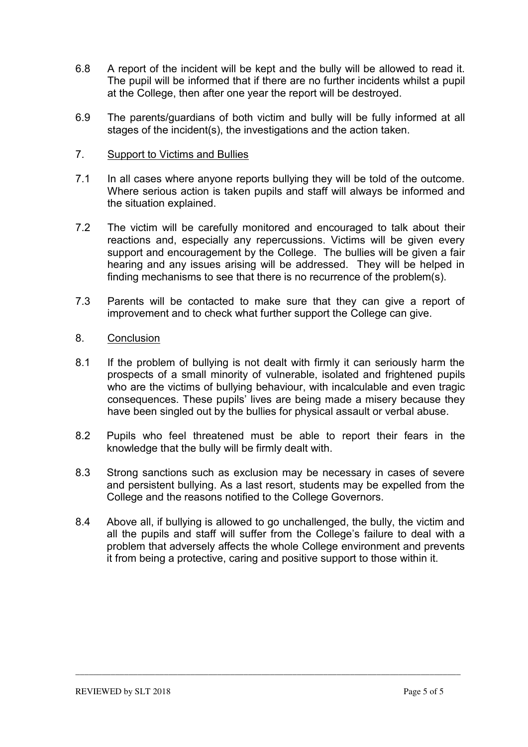6.8 A report of the incident will be kept and the bully will be allowed to read it. The pupil will be informed that if there are no further incidents whilst a pupil at the College, then after one year the report will be destroyed.

6.9 The parents/guardians of both victim and bully will be fully informed at all stages of the incident(s), the investigations and the action taken.

## 7. Support to Victims and Bullies

7.1 In all cases where anyone reports bullying they will be told of the outcome. Where serious action is taken pupils and staff will always be informed and the situation explained.

7.2 The victim will be carefully monitored and encouraged to talk about their reactions and, especially any repercussions. Victims will be given every support and encouragement by the College. The bullies will be given a fair hearing and any issues arising will be addressed. They will be helped in finding mechanisms to see that there is no recurrence of the problem(s).

7.3 Parents will be contacted to make sure that they can give a report of improvement and to check what further support the College can give.

## 8. Conclusion

8.1 If the problem of bullying is not dealt with firmly it can seriously harm the prospects of a small minority of vulnerable, isolated and frightened pupils who are the victims of bullying behaviour, with incalculable and even tragic consequences. These pupils' lives are being made a misery because they have been singled out by the bullies for physical assault or verbal abuse.

8.2 Pupils who feel threatened must be able to report their fears in the knowledge that the bully will be firmly dealt with.

8.3 Strong sanctions such as exclusion may be necessary in cases of severe and persistent bullying. As a last resort, students may be expelled from the College and the reasons notified to the College Governors.

8.4 Above all, if bullying is allowed to go unchallenged, the bully, the victim and all the pupils and staff will suffer from the College's failure to deal with a problem that adversely affects the whole College environment and prevents it from being a protective, caring and positive support to those within it.

REVIEWED by SLT 2018